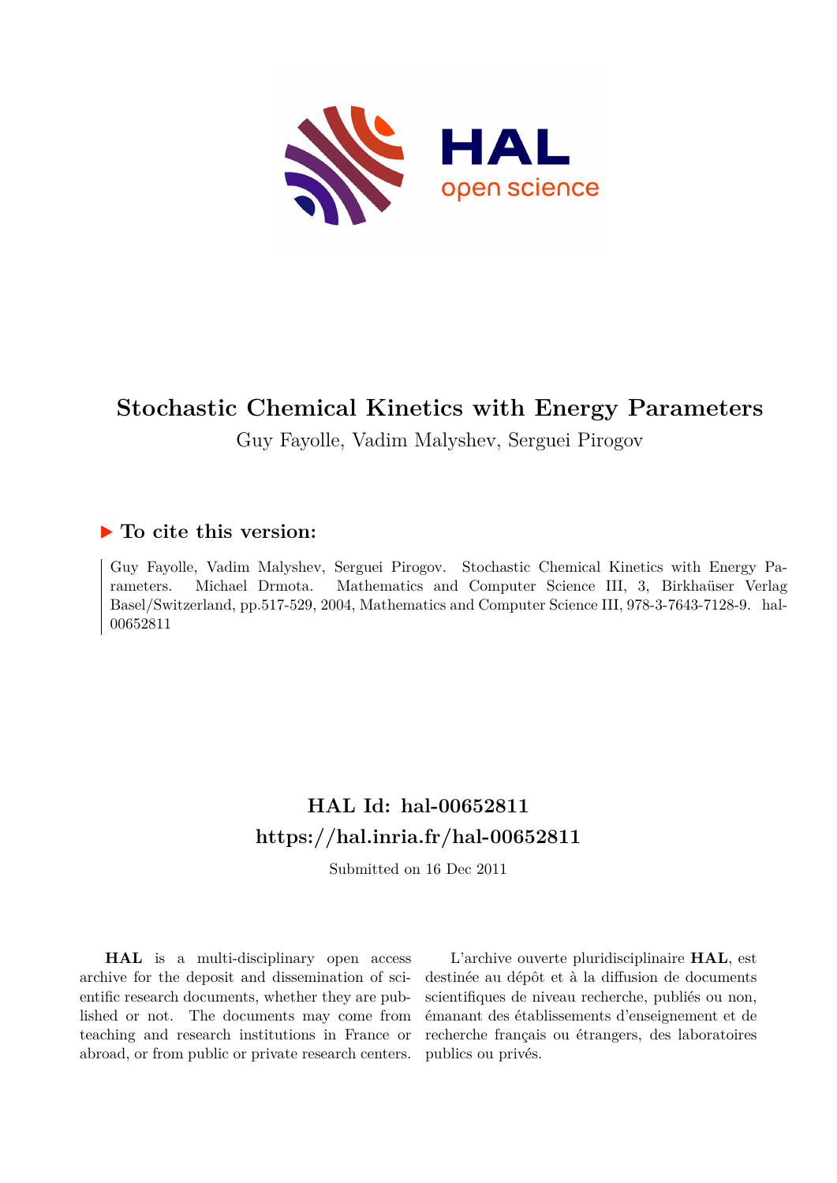# Stochastic Chemical Kinetics with Energy Parameters

Guy Fayolle, Vadim Malyshev, Serguei Pirogov

## ▶ To cite this version:

Guy Fayolle, Vadim Malyshev, Serguei Pirogov. Stochastic Chemical Kinetics with Energy Parameters. Michael Drmota. Mathematics and Computer Science III, 3, Birkhaüser Verlag Basel/Switzerland, pp.517-529, 2004, Mathematics and Computer Science III, 978-3-7643-7128-9. hal-00652811

## HAL Id: hal-00652811

## https://hal.inria.fr/hal-00652811

Submitted on 16 Dec 2011

**HAL** is a multi-disciplinary open access archive for the deposit and dissemination of scientific research documents, whether they are published or not. The documents may come from teaching and research institutions in France or abroad, or from public or private research centers.

L'archive ouverte pluridisciplinaire **HAL**, est destinée au dépôt et à la diffusion de documents scientifiques de niveau recherche, publiés ou non, émanant des établissements d'enseignement et de recherche français ou étrangers, des laboratoires publics ou privés.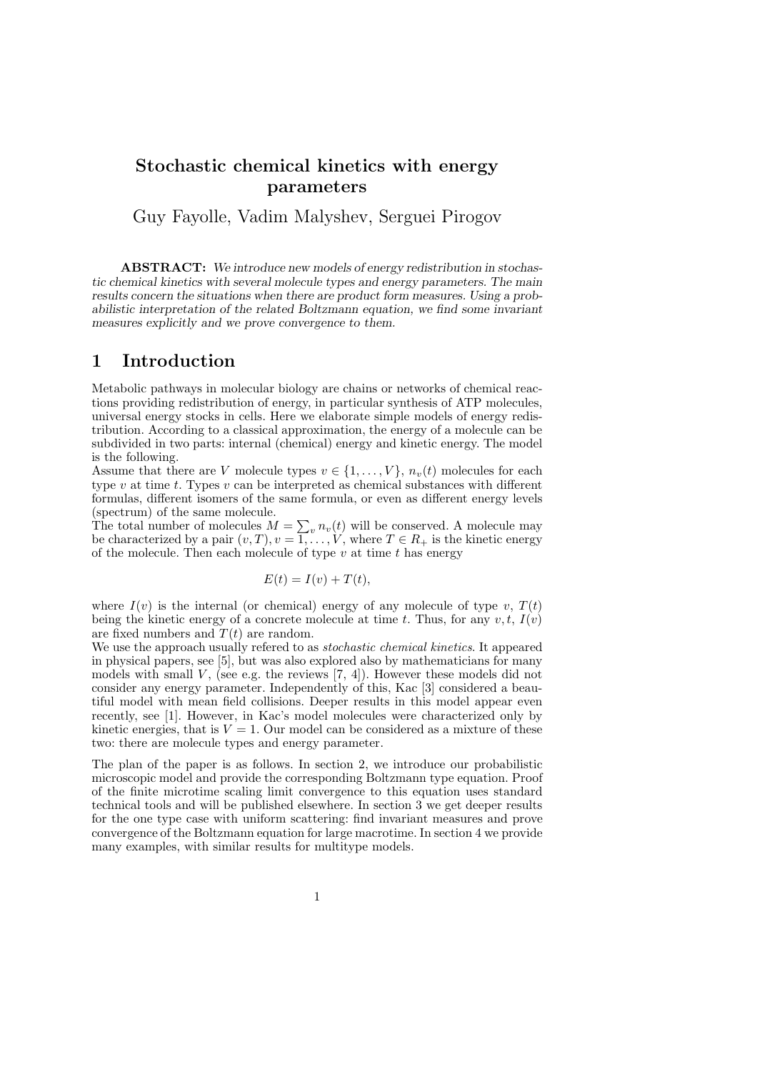# Stochastic chemical kinetics with energy parameters

Guy Fayolle, Vadim Malyshev, Serguei Pirogov

**ABSTRACT:** *We introduce new models of energy redistribution in stochastic chemical kinetics with several molecule types and energy parameters. The main results concern the situations when there are product form measures. Using a probabilistic interpretation of the related Boltzmann equation, we find some invariant measures explicitly and we prove convergence to them.*

## 1 Introduction

Metabolic pathways in molecular biology are chains or networks of chemical reactions providing redistribution of energy, in particular synthesis of ATP molecules, universal energy stocks in cells. Here we elaborate simple models of energy redistribution. According to a classical approximation, the energy of a molecule can be subdivided in two parts: internal (chemical) energy and kinetic energy. The model is the following.

Assume that there are $V$ molecule types $v \in \{1, \ldots, V\}$, $n_v(t)$ molecules for each type $v$ at time $t$. Types $v$ can be interpreted as chemical substances with different formulas, different isomers of the same formula, or even as different energy levels (spectrum) of the same molecule.

The total number of molecules $M = \sum_v n_v(t)$ will be conserved. A molecule may be characterized by a pair $(v, T), v = 1, \ldots, V$, where $T \in R_+$ is the kinetic energy of the molecule. Then each molecule of type $v$ at time $t$ has energy

$$E(t) = I(v) + T(t),$$

where $I(v)$ is the internal (or chemical) energy of any molecule of type $v$, $T(t)$ being the kinetic energy of a concrete molecule at time $t$. Thus, for any $v, t$, $I(v)$ are fixed numbers and $T(t)$ are random.

We use the approach usually refered to as *stochastic chemical kinetics*. It appeared in physical papers, see [5], but was also explored also by mathematicians for many models with small $V$, (see e.g. the reviews [7, 4]). However these models did not consider any energy parameter. Independently of this, Kac [3] considered a beautiful model with mean field collisions. Deeper results in this model appear even recently, see [1]. However, in Kac's model molecules were characterized only by kinetic energies, that is $V = 1$. Our model can be considered as a mixture of these two: there are molecule types and energy parameter.

The plan of the paper is as follows. In section 2, we introduce our probabilistic microscopic model and provide the corresponding Boltzmann type equation. Proof of the finite microtime scaling limit convergence to this equation uses standard technical tools and will be published elsewhere. In section 3 we get deeper results for the one type case with uniform scattering: find invariant measures and prove convergence of the Boltzmann equation for large macrotime. In section 4 we provide many examples, with similar results for multitype models.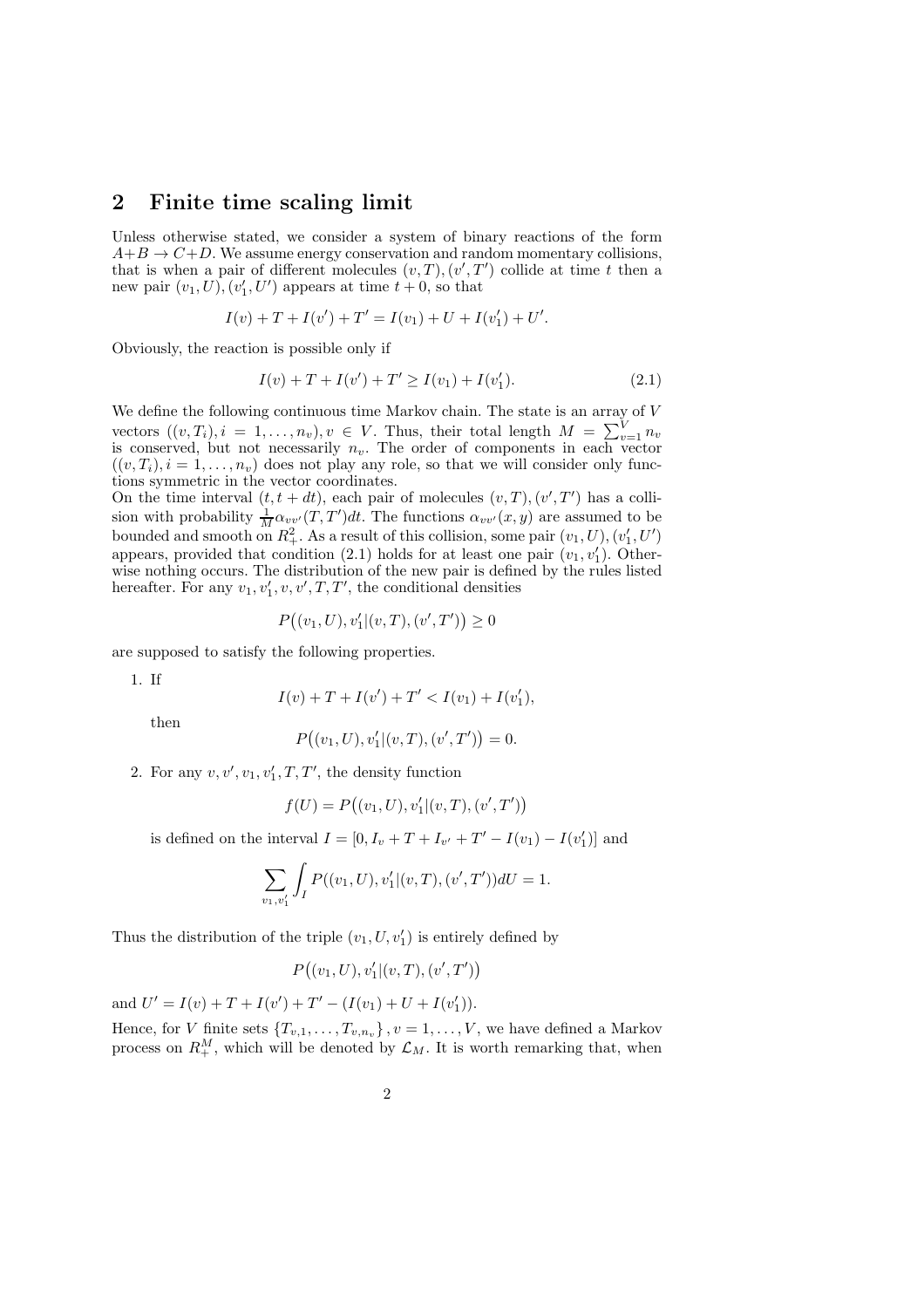## 2 Finite time scaling limit

Unless otherwise stated, we consider a system of binary reactions of the form $A+B \to C+D$. We assume energy conservation and random momentary collisions, that is when a pair of different molecules $(v,T),(v',T')$ collide at time $t$ then a new pair $(v_1,U),(v_1',U')$ appears at time $t+0$, so that

$$I(v)+T+I(v')+T' = I(v_1)+U+I(v_1')+U'.$$

Obviously, the reaction is possible only if

$$I(v)+T+I(v')+T' \geq I(v_1)+I(v_1'). \tag{2.1}$$

We define the following continuous time Markov chain. The state is an array of $V$ vectors $((v,T_i), i=1,\ldots,n_v), v \in V$. Thus, their total length $M = \sum_{v=1}^{V} n_v$ is conserved, but not necessarily $n_v$. The order of components in each vector $((v,T_i), i=1,\ldots,n_v)$ does not play any role, so that we will consider only functions symmetric in the vector coordinates.

On the time interval $(t,t+dt)$, each pair of molecules $(v,T),(v',T')$ has a collision with probability $\frac{1}{M}\alpha_{vv'}(T,T')dt$. The functions $\alpha_{vv'}(x,y)$ are assumed to be bounded and smooth on $R_+^2$. As a result of this collision, some pair $(v_1,U),(v_1',U')$ appears, provided that condition (2.1) holds for at least one pair $(v_1,v_1')$. Otherwise nothing occurs. The distribution of the new pair is defined by the rules listed hereafter. For any $v_1,v_1',v,v',T,T'$, the conditional densities

$$P\big((v_1,U),v_1'|(v,T),(v',T')\big) \geq 0$$

are supposed to satisfy the following properties.

1. If
$$I(v)+T+I(v')+T' < I(v_1)+I(v_1'),$$
then
$$P\big((v_1,U),v_1'|(v,T),(v',T')\big) = 0.$$

2. For any $v,v',v_1,v_1',T,T'$, the density function
$$f(U) = P\big((v_1,U),v_1'|(v,T),(v',T')\big)$$
is defined on the interval $I=[0, I_v+T+I_{v'}+T'-I(v_1)-I(v_1')]$ and
$$\sum_{v_1,v_1'}\int_I P((v_1,U),v_1'|(v,T),(v',T'))dU = 1.$$

Thus the distribution of the triple $(v_1,U,v_1')$ is entirely defined by

$$P\big((v_1,U),v_1'|(v,T),(v',T')\big)$$

and $U' = I(v)+T+I(v')+T'-(I(v_1)+U+I(v_1'))$.

Hence, for $V$ finite sets $\{T_{v,1},\ldots,T_{v,n_v}\}, v=1,\ldots,V$, we have defined a Markov process on $R_+^M$, which will be denoted by $\mathcal{L}_M$. It is worth remarking that, when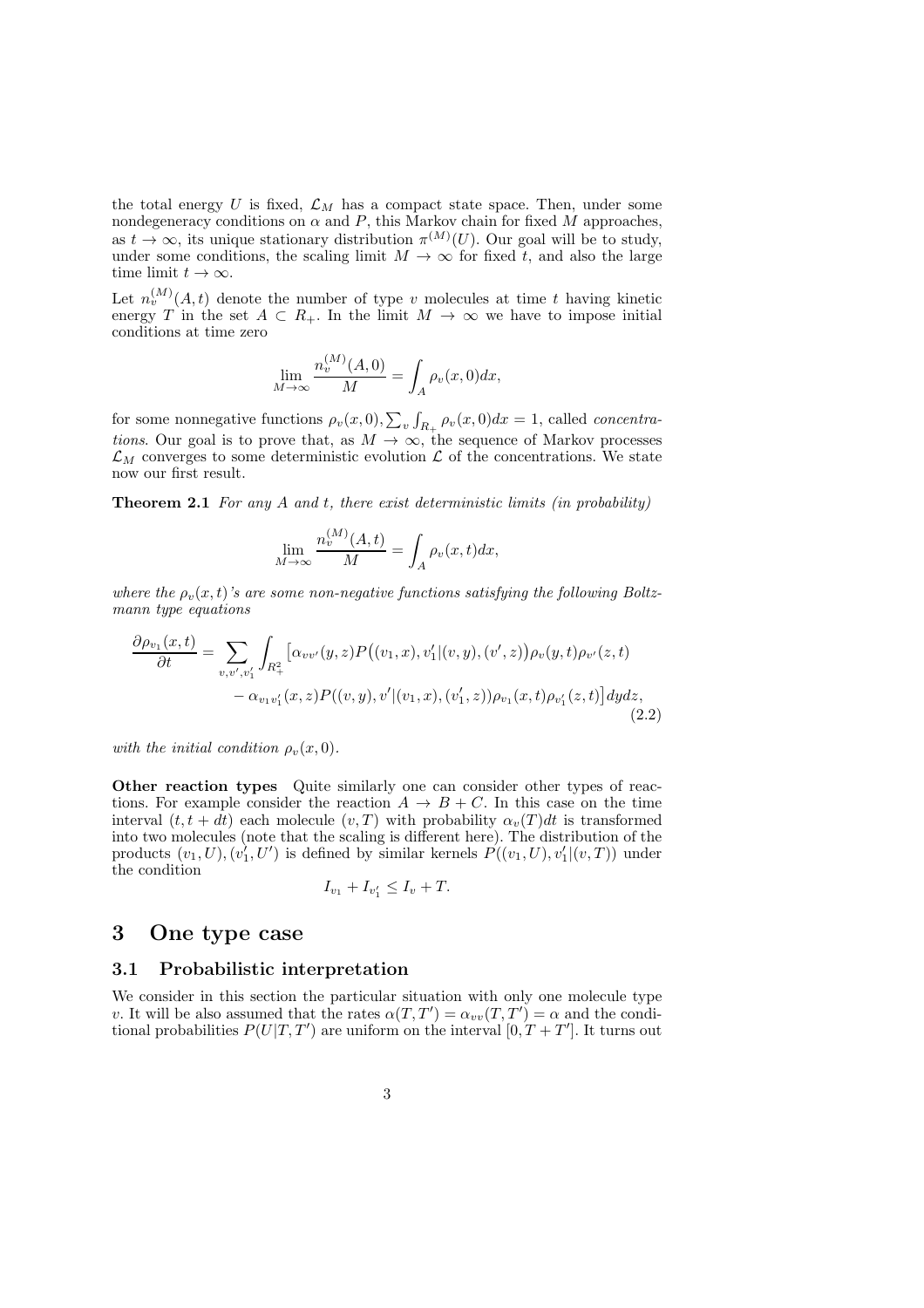the total energy $U$ is fixed, $\mathcal{L}_M$ has a compact state space. Then, under some nondegeneracy conditions on $\alpha$ and $P$, this Markov chain for fixed $M$ approaches, as $t \to \infty$, its unique stationary distribution $\pi^{(M)}(U)$. Our goal will be to study, under some conditions, the scaling limit $M \to \infty$ for fixed $t$, and also the large time limit $t \to \infty$.

Let $n_v^{(M)}(A, t)$ denote the number of type $v$ molecules at time $t$ having kinetic energy $T$ in the set $A \subset R_+$. In the limit $M \to \infty$ we have to impose initial conditions at time zero

$$\lim_{M \to \infty} \frac{n_v^{(M)}(A, 0)}{M} = \int_A \rho_v(x, 0) dx,$$

for some nonnegative functions $\rho_v(x, 0), \sum_v \int_{R_+} \rho_v(x, 0) dx = 1$, called *concentrations*. Our goal is to prove that, as $M \to \infty$, the sequence of Markov processes $\mathcal{L}_M$ converges to some deterministic evolution $\mathcal{L}$ of the concentrations. We state now our first result.

**Theorem 2.1** *For any $A$ and $t$, there exist deterministic limits (in probability)*

$$\lim_{M \to \infty} \frac{n_v^{(M)}(A, t)}{M} = \int_A \rho_v(x, t) dx,$$

*where the $\rho_v(x, t)$'s are some non-negative functions satisfying the following Boltzmann type equations*

$$\begin{aligned} \frac{\partial \rho_{v_1}(x, t)}{\partial t} = \sum_{v, v', v_1'} \int_{R_+^2} \big[ &\alpha_{vv'}(y, z) P\big((v_1, x), v_1' | (v, y), (v', z)\big) \rho_v(y, t) \rho_{v'}(z, t) \\ &- \alpha_{v_1 v_1'}(x, z) P((v, y), v' | (v_1, x), (v_1', z)) \rho_{v_1}(x, t) \rho_{v_1'}(z, t) \big] dy dz, \end{aligned} \tag{2.2}$$

*with the initial condition $\rho_v(x, 0)$.*

**Other reaction types** Quite similarly one can consider other types of reactions. For example consider the reaction $A \to B + C$. In this case on the time interval $(t, t + dt)$ each molecule $(v, T)$ with probability $\alpha_v(T) dt$ is transformed into two molecules (note that the scaling is different here). The distribution of the products $(v_1, U), (v_1', U')$ is defined by similar kernels $P((v_1, U), v_1' | (v, T))$ under the condition

$$I_{v_1} + I_{v_1'} \leq I_v + T.$$

# 3 One type case

## 3.1 Probabilistic interpretation

We consider in this section the particular situation with only one molecule type $v$. It will be also assumed that the rates $\alpha(T, T') = \alpha_{vv}(T, T') = \alpha$ and the conditional probabilities $P(U | T, T')$ are uniform on the interval $[0, T + T']$. It turns out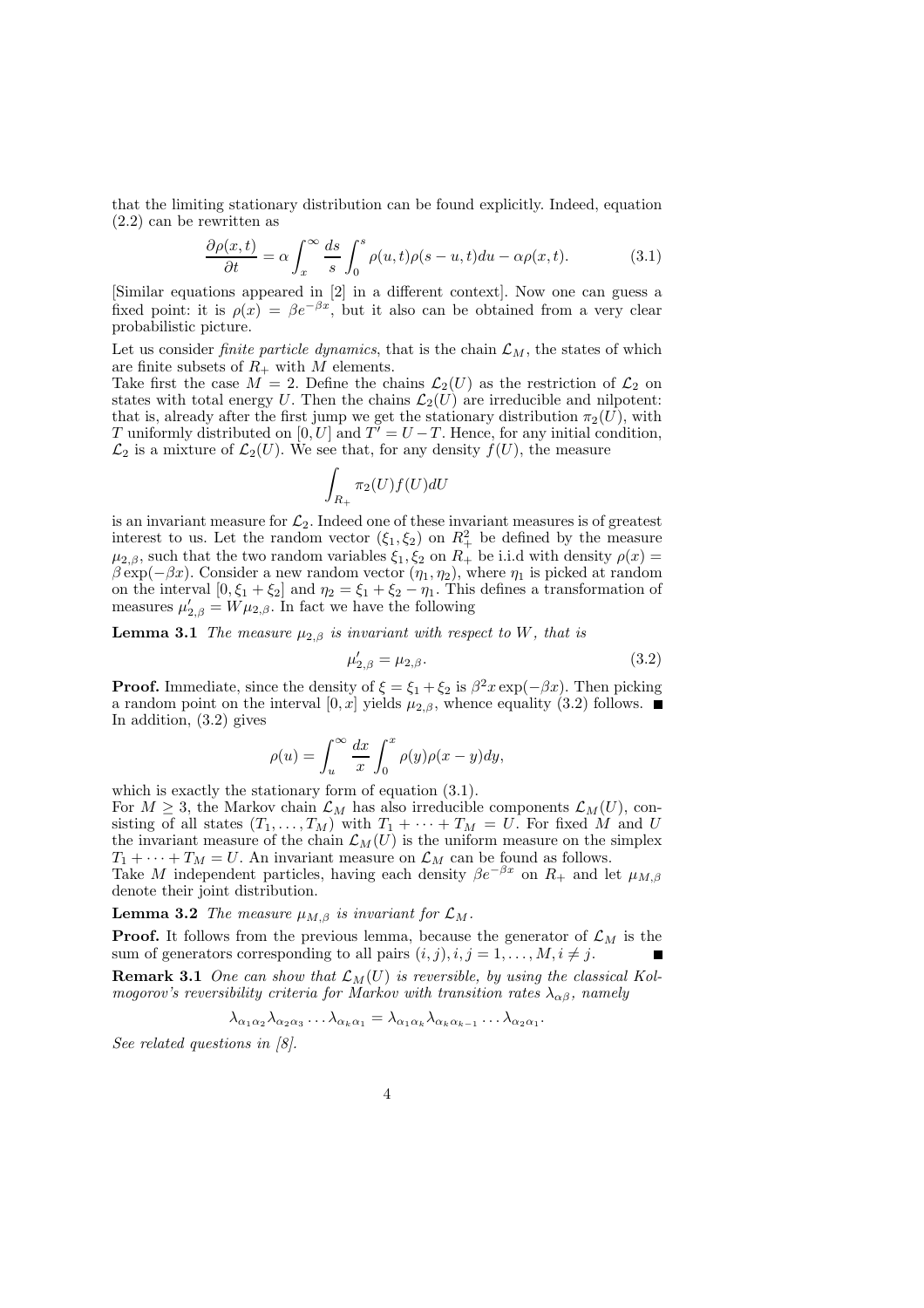that the limiting stationary distribution can be found explicitly. Indeed, equation (2.2) can be rewritten as

$$\frac{\partial \rho(x,t)}{\partial t} = \alpha \int_x^\infty \frac{ds}{s} \int_0^s \rho(u,t)\rho(s-u,t)du - \alpha\rho(x,t). \tag{3.1}$$

[Similar equations appeared in [2] in a different context]. Now one can guess a fixed point: it is $\rho(x) = \beta e^{-\beta x}$, but it also can be obtained from a very clear probabilistic picture.

Let us consider *finite particle dynamics*, that is the chain $\mathcal{L}_M$, the states of which are finite subsets of $R_+$ with $M$ elements.

Take first the case $M = 2$. Define the chains $\mathcal{L}_2(U)$ as the restriction of $\mathcal{L}_2$ on states with total energy $U$. Then the chains $\mathcal{L}_2(U)$ are irreducible and nilpotent: that is, already after the first jump we get the stationary distribution $\pi_2(U)$, with $T$ uniformly distributed on $[0, U]$ and $T' = U - T$. Hence, for any initial condition, $\mathcal{L}_2$ is a mixture of $\mathcal{L}_2(U)$. We see that, for any density $f(U)$, the measure

$$\int_{R_+} \pi_2(U) f(U) dU$$

is an invariant measure for $\mathcal{L}_2$. Indeed one of these invariant measures is of greatest interest to us. Let the random vector $(\xi_1, \xi_2)$ on $R_+^2$ be defined by the measure $\mu_{2,\beta}$, such that the two random variables $\xi_1, \xi_2$ on $R_+$ be i.i.d with density $\rho(x) = \beta \exp(-\beta x)$. Consider a new random vector $(\eta_1, \eta_2)$, where $\eta_1$ is picked at random on the interval $[0, \xi_1 + \xi_2]$ and $\eta_2 = \xi_1 + \xi_2 - \eta_1$. This defines a transformation of measures $\mu'_{2,\beta} = W\mu_{2,\beta}$. In fact we have the following

**Lemma 3.1** *The measure $\mu_{2,\beta}$ is invariant with respect to $W$, that is*

$$\mu'_{2,\beta} = \mu_{2,\beta}. \tag{3.2}$$

**Proof.** Immediate, since the density of $\xi = \xi_1 + \xi_2$ is $\beta^2 x \exp(-\beta x)$. Then picking a random point on the interval $[0, x]$ yields $\mu_{2,\beta}$, whence equality (3.2) follows. ∎

In addition, (3.2) gives

$$\rho(u) = \int_u^\infty \frac{dx}{x} \int_0^x \rho(y)\rho(x-y)dy,$$

which is exactly the stationary form of equation (3.1).

For $M \geq 3$, the Markov chain $\mathcal{L}_M$ has also irreducible components $\mathcal{L}_M(U)$, consisting of all states $(T_1, \ldots, T_M)$ with $T_1 + \cdots + T_M = U$. For fixed $M$ and $U$ the invariant measure of the chain $\mathcal{L}_M(U)$ is the uniform measure on the simplex $T_1 + \cdots + T_M = U$. An invariant measure on $\mathcal{L}_M$ can be found as follows.

Take $M$ independent particles, having each density $\beta e^{-\beta x}$ on $R_+$ and let $\mu_{M,\beta}$ denote their joint distribution.

**Lemma 3.2** *The measure $\mu_{M,\beta}$ is invariant for $\mathcal{L}_M$.*

**Proof.** It follows from the previous lemma, because the generator of $\mathcal{L}_M$ is the sum of generators corresponding to all pairs $(i,j), i,j = 1, \ldots, M, i \neq j$. ∎

**Remark 3.1** *One can show that $\mathcal{L}_M(U)$ is reversible, by using the classical Kolmogorov's reversibility criteria for Markov with transition rates $\lambda_{\alpha\beta}$, namely*

$$\lambda_{\alpha_1\alpha_2}\lambda_{\alpha_2\alpha_3}\ldots\lambda_{\alpha_k\alpha_1} = \lambda_{\alpha_1\alpha_k}\lambda_{\alpha_k\alpha_{k-1}}\ldots\lambda_{\alpha_2\alpha_1}.$$

*See related questions in [8].*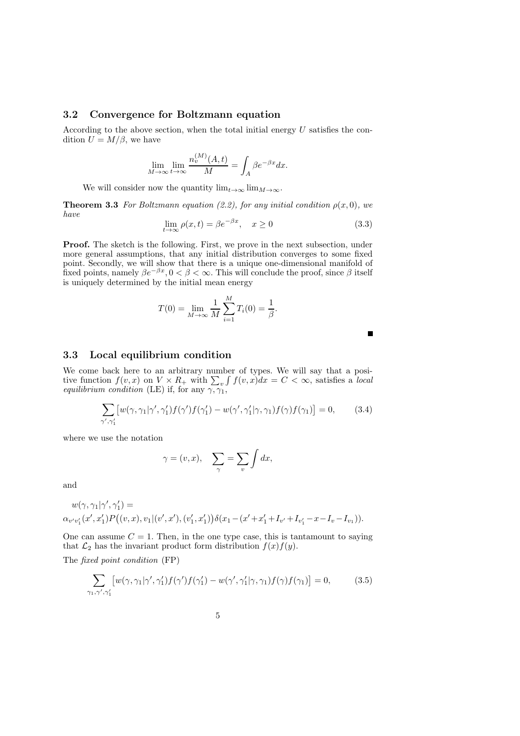### 3.2 Convergence for Boltzmann equation

According to the above section, when the total initial energy $U$ satisfies the condition $U = M/\beta$, we have

$$\lim_{M\to\infty} \lim_{t\to\infty} \frac{n_v^{(M)}(A,t)}{M} = \int_A \beta e^{-\beta x} dx.$$

We will consider now the quantity $\lim_{t\to\infty} \lim_{M\to\infty}$.

**Theorem 3.3** *For Boltzmann equation (2.2), for any initial condition $\rho(x, 0)$, we have*

$$\lim_{t\to\infty} \rho(x,t) = \beta e^{-\beta x}, \quad x \geq 0 \tag{3.3}$$

**Proof.** The sketch is the following. First, we prove in the next subsection, under more general assumptions, that any initial distribution converges to some fixed point. Secondly, we will show that there is a unique one-dimensional manifold of fixed points, namely $\beta e^{-\beta x}, 0 < \beta < \infty$. This will conclude the proof, since $\beta$ itself is uniquely determined by the initial mean energy

$$T(0) = \lim_{M\to\infty} \frac{1}{M} \sum_{i=1}^{M} T_i(0) = \frac{1}{\beta}.$$

■

### 3.3 Local equilibrium condition

We come back here to an arbitrary number of types. We will say that a positive function $f(v, x)$ on $V \times R_+$ with $\sum_v \int f(v,x)dx = C < \infty$, satisfies a *local equilibrium condition* (LE) if, for any $\gamma, \gamma_1$,

$$\sum_{\gamma',\gamma_1'} \left[ w(\gamma,\gamma_1|\gamma',\gamma_1')f(\gamma')f(\gamma_1') - w(\gamma',\gamma_1'|\gamma,\gamma_1)f(\gamma)f(\gamma_1) \right] = 0, \tag{3.4}$$

where we use the notation

$$\gamma = (v, x), \quad \sum_{\gamma} = \sum_v \int dx,$$

and

$$w(\gamma,\gamma_1|\gamma',\gamma_1') =$$
$$\alpha_{v'v_1'}(x',x_1')P\big((v,x),v_1|(v',x'),(v_1',x_1')\big)\delta(x_1 - (x' + x_1' + I_{v'} + I_{v_1'} - x - I_v - I_{v_1})).$$

One can assume $C = 1$. Then, in the one type case, this is tantamount to saying that $\mathcal{L}_2$ has the invariant product form distribution $f(x)f(y)$.

The *fixed point condition* (FP)

$$\sum_{\gamma_1,\gamma',\gamma_1'} \left[ w(\gamma,\gamma_1|\gamma',\gamma_1')f(\gamma')f(\gamma_1') - w(\gamma',\gamma_1'|\gamma,\gamma_1)f(\gamma)f(\gamma_1) \right] = 0, \tag{3.5}$$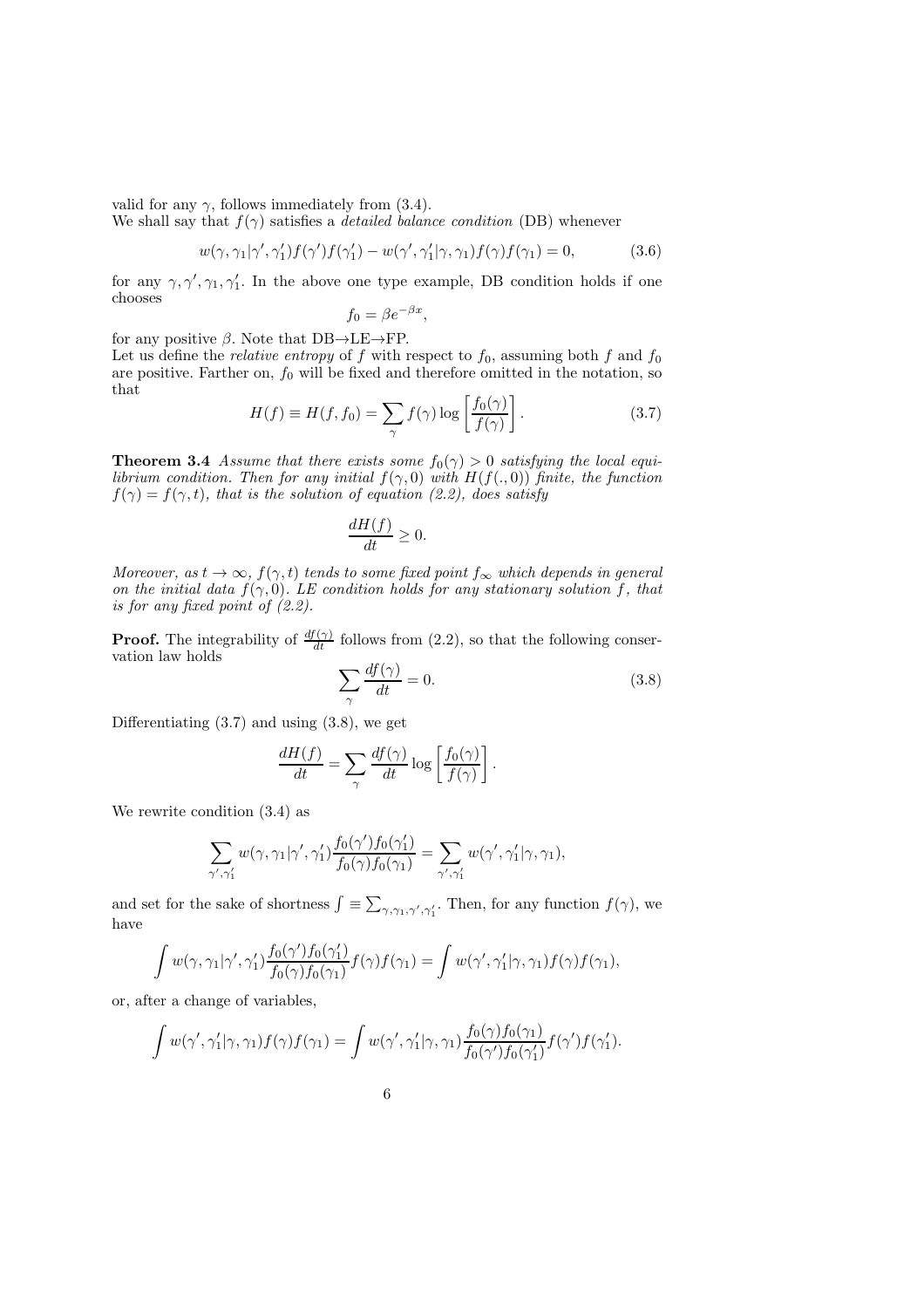valid for any $\gamma$, follows immediately from (3.4).
We shall say that $f(\gamma)$ satisfies a *detailed balance condition* (DB) whenever

$$w(\gamma, \gamma_1|\gamma', \gamma'_1)f(\gamma')f(\gamma'_1) - w(\gamma', \gamma'_1|\gamma, \gamma_1)f(\gamma)f(\gamma_1) = 0, \tag{3.6}$$

for any $\gamma, \gamma', \gamma_1, \gamma'_1$. In the above one type example, DB condition holds if one chooses

$$f_0 = \beta e^{-\beta x},$$

for any positive $\beta$. Note that DB→LE→FP.
Let us define the *relative entropy* of $f$ with respect to $f_0$, assuming both $f$ and $f_0$ are positive. Farther on, $f_0$ will be fixed and therefore omitted in the notation, so that

$$H(f) \equiv H(f, f_0) = \sum_{\gamma} f(\gamma) \log \left[ \frac{f_0(\gamma)}{f(\gamma)} \right]. \tag{3.7}$$

**Theorem 3.4** *Assume that there exists some $f_0(\gamma) > 0$ satisfying the local equilibrium condition. Then for any initial $f(\gamma, 0)$ with $H(f(., 0))$ finite, the function $f(\gamma) = f(\gamma, t)$, that is the solution of equation (2.2), does satisfy*

$$\frac{dH(f)}{dt} \geq 0.$$

*Moreover, as $t \to \infty$, $f(\gamma, t)$ tends to some fixed point $f_\infty$ which depends in general on the initial data $f(\gamma, 0)$. LE condition holds for any stationary solution $f$, that is for any fixed point of (2.2).*

**Proof.** The integrability of $\frac{df(\gamma)}{dt}$ follows from (2.2), so that the following conservation law holds

$$\sum_{\gamma} \frac{df(\gamma)}{dt} = 0. \tag{3.8}$$

Differentiating (3.7) and using (3.8), we get

$$\frac{dH(f)}{dt} = \sum_{\gamma} \frac{df(\gamma)}{dt} \log \left[ \frac{f_0(\gamma)}{f(\gamma)} \right].$$

We rewrite condition (3.4) as

$$\sum_{\gamma', \gamma'_1} w(\gamma, \gamma_1|\gamma', \gamma'_1) \frac{f_0(\gamma')f_0(\gamma'_1)}{f_0(\gamma)f_0(\gamma_1)} = \sum_{\gamma', \gamma'_1} w(\gamma', \gamma'_1|\gamma, \gamma_1),$$

and set for the sake of shortness $\int \equiv \sum_{\gamma, \gamma_1, \gamma', \gamma'_1}$. Then, for any function $f(\gamma)$, we have

$$\int w(\gamma, \gamma_1|\gamma', \gamma'_1) \frac{f_0(\gamma')f_0(\gamma'_1)}{f_0(\gamma)f_0(\gamma_1)} f(\gamma)f(\gamma_1) = \int w(\gamma', \gamma'_1|\gamma, \gamma_1)f(\gamma)f(\gamma_1),$$

or, after a change of variables,

$$\int w(\gamma', \gamma'_1|\gamma, \gamma_1)f(\gamma)f(\gamma_1) = \int w(\gamma', \gamma'_1|\gamma, \gamma_1) \frac{f_0(\gamma)f_0(\gamma_1)}{f_0(\gamma')f_0(\gamma'_1)} f(\gamma')f(\gamma'_1).$$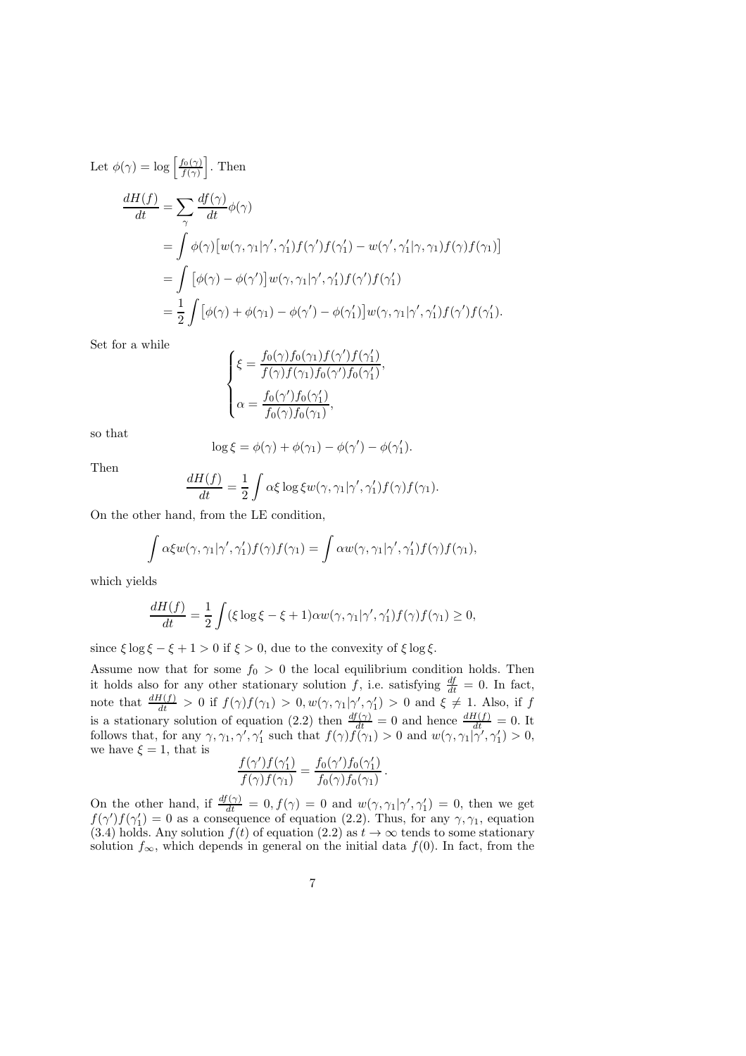Let $\phi(\gamma) = \log\left[\frac{f_0(\gamma)}{f(\gamma)}\right]$. Then

$$
\begin{aligned}
\frac{dH(f)}{dt} &= \sum_{\gamma} \frac{df(\gamma)}{dt}\phi(\gamma) \\
&= \int \phi(\gamma)\big[w(\gamma,\gamma_1|\gamma',\gamma_1')f(\gamma')f(\gamma_1') - w(\gamma',\gamma_1'|\gamma,\gamma_1)f(\gamma)f(\gamma_1)\big] \\
&= \int \big[\phi(\gamma) - \phi(\gamma')\big] w(\gamma,\gamma_1|\gamma',\gamma_1')f(\gamma')f(\gamma_1') \\
&= \frac{1}{2}\int \big[\phi(\gamma) + \phi(\gamma_1) - \phi(\gamma') - \phi(\gamma_1')\big] w(\gamma,\gamma_1|\gamma',\gamma_1')f(\gamma')f(\gamma_1').
\end{aligned}
$$

Set for a while

$$
\begin{cases}
\xi = \dfrac{f_0(\gamma)f_0(\gamma_1)f(\gamma')f(\gamma_1')}{f(\gamma)f(\gamma_1)f_0(\gamma')f_0(\gamma_1')}, \\[2ex]
\alpha = \dfrac{f_0(\gamma')f_0(\gamma_1')}{f_0(\gamma)f_0(\gamma_1)},
\end{cases}
$$

so that

$$
\log\xi = \phi(\gamma) + \phi(\gamma_1) - \phi(\gamma') - \phi(\gamma_1').
$$

Then

$$
\frac{dH(f)}{dt} = \frac{1}{2}\int \alpha\xi\log\xi\, w(\gamma,\gamma_1|\gamma',\gamma_1')f(\gamma)f(\gamma_1).
$$

On the other hand, from the LE condition,

$$
\int \alpha\xi w(\gamma,\gamma_1|\gamma',\gamma_1')f(\gamma)f(\gamma_1) = \int \alpha w(\gamma,\gamma_1|\gamma',\gamma_1')f(\gamma)f(\gamma_1),
$$

which yields

$$
\frac{dH(f)}{dt} = \frac{1}{2}\int(\xi\log\xi - \xi + 1)\alpha w(\gamma,\gamma_1|\gamma',\gamma_1')f(\gamma)f(\gamma_1) \geq 0,
$$

since $\xi\log\xi - \xi + 1 > 0$ if $\xi > 0$, due to the convexity of $\xi\log\xi$.

Assume now that for some $f_0 > 0$ the local equilibrium condition holds. Then it holds also for any other stationary solution $f$, i.e. satisfying $\frac{df}{dt} = 0$. In fact, note that $\frac{dH(f)}{dt} > 0$ if $f(\gamma)f(\gamma_1) > 0, w(\gamma,\gamma_1|\gamma',\gamma_1') > 0$ and $\xi \neq 1$. Also, if $f$ is a stationary solution of equation (2.2) then $\frac{df(\gamma)}{dt} = 0$ and hence $\frac{dH(f)}{dt} = 0$. It follows that, for any $\gamma,\gamma_1,\gamma',\gamma_1'$ such that $f(\gamma)f(\gamma_1) > 0$ and $w(\gamma,\gamma_1|\gamma',\gamma_1') > 0$, we have $\xi = 1$, that is

$$
\frac{f(\gamma')f(\gamma_1')}{f(\gamma)f(\gamma_1)} = \frac{f_0(\gamma')f_0(\gamma_1')}{f_0(\gamma)f_0(\gamma_1)}.
$$

On the other hand, if $\frac{df(\gamma)}{dt} = 0, f(\gamma) = 0$ and $w(\gamma,\gamma_1|\gamma',\gamma_1') = 0$, then we get $f(\gamma')f(\gamma_1') = 0$ as a consequence of equation (2.2). Thus, for any $\gamma,\gamma_1$, equation (3.4) holds. Any solution $f(t)$ of equation (2.2) as $t \to \infty$ tends to some stationary solution $f_\infty$, which depends in general on the initial data $f(0)$. In fact, from the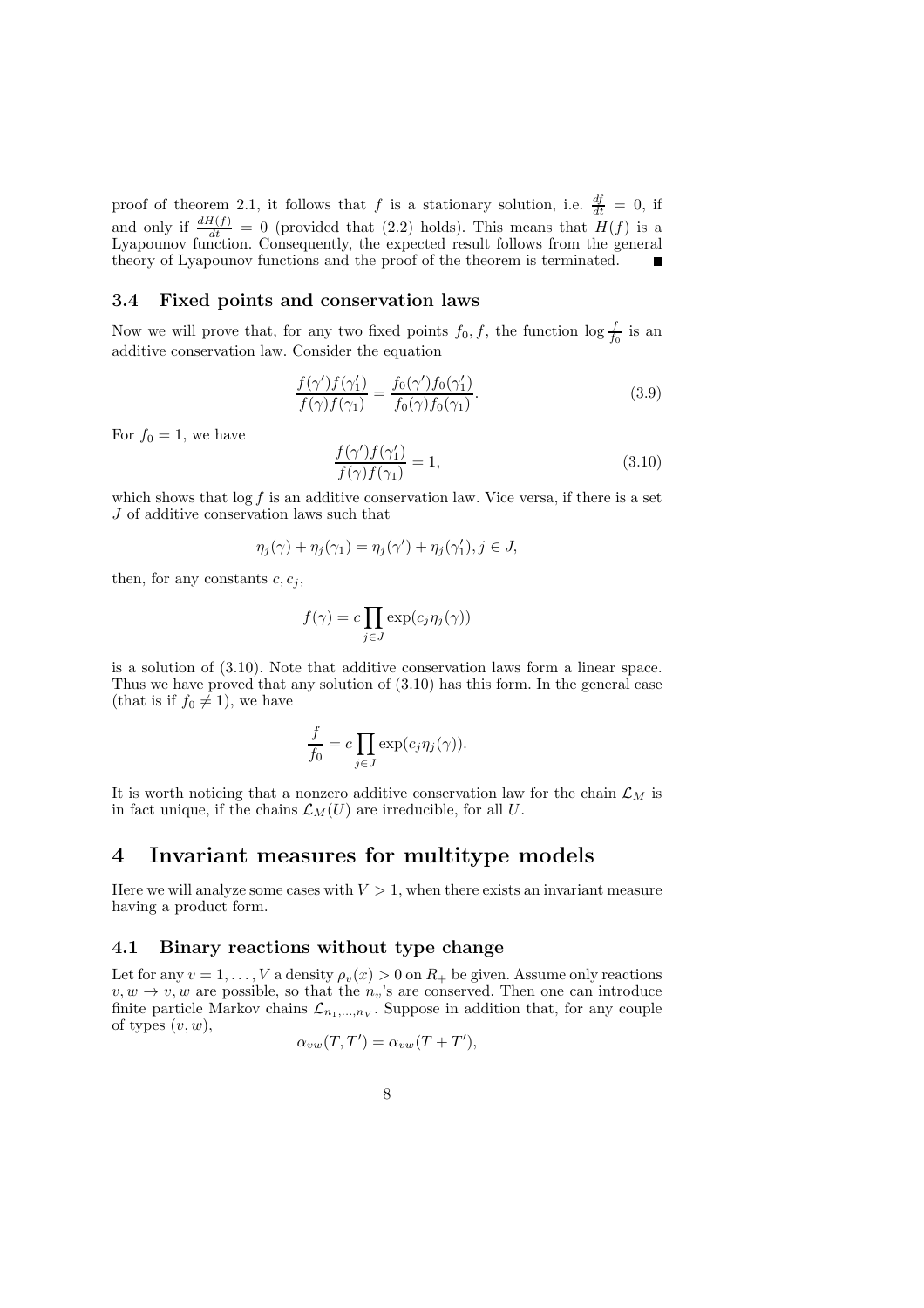proof of theorem 2.1, it follows that $f$ is a stationary solution, i.e. $\frac{df}{dt} = 0$, if and only if $\frac{dH(f)}{dt} = 0$ (provided that (2.2) holds). This means that $H(f)$ is a Lyapounov function. Consequently, the expected result follows from the general theory of Lyapounov functions and the proof of the theorem is terminated. ■

### 3.4 Fixed points and conservation laws

Now we will prove that, for any two fixed points $f_0, f$, the function $\log \frac{f}{f_0}$ is an additive conservation law. Consider the equation

$$\frac{f(\gamma')f(\gamma_1')}{f(\gamma)f(\gamma_1)} = \frac{f_0(\gamma')f_0(\gamma_1')}{f_0(\gamma)f_0(\gamma_1)}. \tag{3.9}$$

For $f_0 = 1$, we have

$$\frac{f(\gamma')f(\gamma_1')}{f(\gamma)f(\gamma_1)} = 1, \tag{3.10}$$

which shows that $\log f$ is an additive conservation law. Vice versa, if there is a set $J$ of additive conservation laws such that

$$\eta_j(\gamma) + \eta_j(\gamma_1) = \eta_j(\gamma') + \eta_j(\gamma_1'), j \in J,$$

then, for any constants $c, c_j$,

$$f(\gamma) = c \prod_{j \in J} \exp(c_j \eta_j(\gamma))$$

is a solution of (3.10). Note that additive conservation laws form a linear space. Thus we have proved that any solution of (3.10) has this form. In the general case (that is if $f_0 \neq 1$), we have

$$\frac{f}{f_0} = c \prod_{j \in J} \exp(c_j \eta_j(\gamma)).$$

It is worth noticing that a nonzero additive conservation law for the chain $\mathcal{L}_M$ is in fact unique, if the chains $\mathcal{L}_M(U)$ are irreducible, for all $U$.

# 4 Invariant measures for multitype models

Here we will analyze some cases with $V > 1$, when there exists an invariant measure having a product form.

### 4.1 Binary reactions without type change

Let for any $v = 1, \ldots, V$ a density $\rho_v(x) > 0$ on $R_+$ be given. Assume only reactions $v, w \to v, w$ are possible, so that the $n_v$'s are conserved. Then one can introduce finite particle Markov chains $\mathcal{L}_{n_1,\ldots,n_V}$. Suppose in addition that, for any couple of types $(v, w)$,

$$\alpha_{vw}(T, T') = \alpha_{vw}(T + T'),$$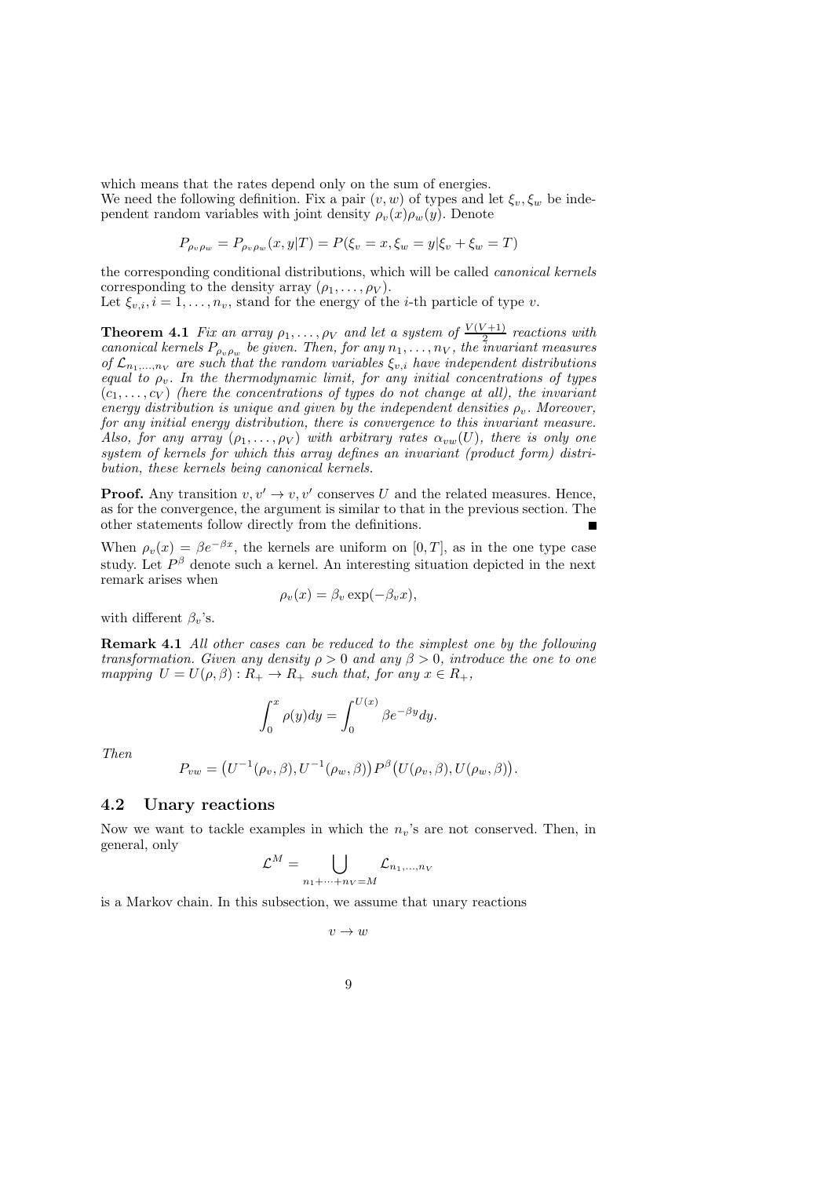which means that the rates depend only on the sum of energies.
We need the following definition. Fix a pair $(v, w)$ of types and let $\xi_v, \xi_w$ be independent random variables with joint density $\rho_v(x)\rho_w(y)$. Denote

$$P_{\rho_v \rho_w} = P_{\rho_v \rho_w}(x, y|T) = P(\xi_v = x, \xi_w = y|\xi_v + \xi_w = T)$$

the corresponding conditional distributions, which will be called *canonical kernels* corresponding to the density array $(\rho_1, \ldots, \rho_V)$.
Let $\xi_{v,i}, i = 1, \ldots, n_v$, stand for the energy of the $i$-th particle of type $v$.

**Theorem 4.1** *Fix an array $\rho_1, \ldots, \rho_V$ and let a system of $\frac{V(V+1)}{2}$ reactions with canonical kernels $P_{\rho_v \rho_w}$ be given. Then, for any $n_1, \ldots, n_V$, the invariant measures of $\mathcal{L}_{n_1,\ldots,n_V}$ are such that the random variables $\xi_{v,i}$ have independent distributions equal to $\rho_v$. In the thermodynamic limit, for any initial concentrations of types $(c_1, \ldots, c_V)$ (here the concentrations of types do not change at all), the invariant energy distribution is unique and given by the independent densities $\rho_v$. Moreover, for any initial energy distribution, there is convergence to this invariant measure. Also, for any array $(\rho_1, \ldots, \rho_V)$ with arbitrary rates $\alpha_{vw}(U)$, there is only one system of kernels for which this array defines an invariant (product form) distribution, these kernels being canonical kernels.*

**Proof.** Any transition $v, v' \to v, v'$ conserves $U$ and the related measures. Hence, as for the convergence, the argument is similar to that in the previous section. The other statements follow directly from the definitions. ■

When $\rho_v(x) = \beta e^{-\beta x}$, the kernels are uniform on $[0, T]$, as in the one type case study. Let $P^\beta$ denote such a kernel. An interesting situation depicted in the next remark arises when

$$\rho_v(x) = \beta_v \exp(-\beta_v x),$$

with different $\beta_v$'s.

**Remark 4.1** *All other cases can be reduced to the simplest one by the following transformation. Given any density $\rho > 0$ and any $\beta > 0$, introduce the one to one mapping $U = U(\rho, \beta) : R_+ \to R_+$ such that, for any $x \in R_+$,*

$$\int_0^x \rho(y)dy = \int_0^{U(x)} \beta e^{-\beta y} dy.$$

*Then*

$$P_{vw} = \big(U^{-1}(\rho_v, \beta), U^{-1}(\rho_w, \beta)\big) P^\beta \big(U(\rho_v, \beta), U(\rho_w, \beta)\big).$$

### 4.2 Unary reactions

Now we want to tackle examples in which the $n_v$'s are not conserved. Then, in general, only

$$\mathcal{L}^M = \bigcup_{n_1+\cdots+n_V=M} \mathcal{L}_{n_1,\ldots,n_V}$$

is a Markov chain. In this subsection, we assume that unary reactions

$$v \to w$$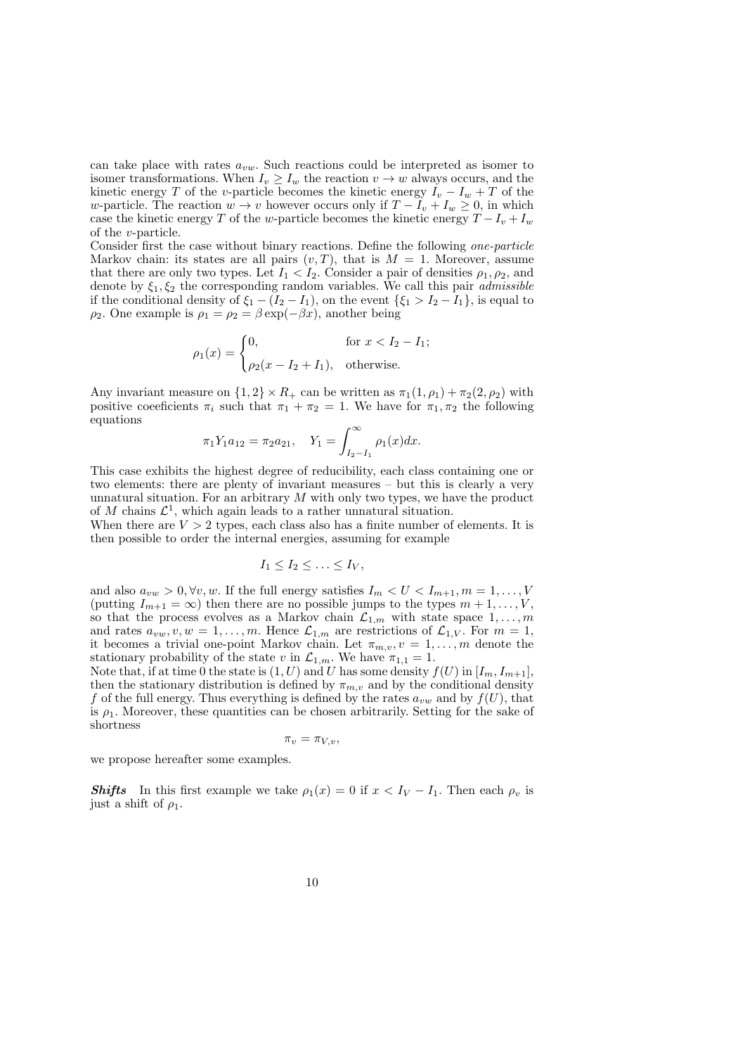can take place with rates $a_{vw}$. Such reactions could be interpreted as isomer to isomer transformations. When $I_v \geq I_w$ the reaction $v \to w$ always occurs, and the kinetic energy $T$ of the $v$-particle becomes the kinetic energy $I_v - I_w + T$ of the $w$-particle. The reaction $w \to v$ however occurs only if $T - I_v + I_w \geq 0$, in which case the kinetic energy $T$ of the $w$-particle becomes the kinetic energy $T - I_v + I_w$ of the $v$-particle.

Consider first the case without binary reactions. Define the following *one-particle* Markov chain: its states are all pairs $(v, T)$, that is $M = 1$. Moreover, assume that there are only two types. Let $I_1 < I_2$. Consider a pair of densities $\rho_1, \rho_2$, and denote by $\xi_1, \xi_2$ the corresponding random variables. We call this pair *admissible* if the conditional density of $\xi_1 - (I_2 - I_1)$, on the event $\{\xi_1 > I_2 - I_1\}$, is equal to $\rho_2$. One example is $\rho_1 = \rho_2 = \beta \exp(-\beta x)$, another being

$$
\rho_1(x) = \begin{cases} 0, & \text{for } x < I_2 - I_1; \\ \rho_2(x - I_2 + I_1), & \text{otherwise.} \end{cases}
$$

Any invariant measure on $\{1, 2\} \times R_+$ can be written as $\pi_1(1, \rho_1) + \pi_2(2, \rho_2)$ with positive coeefficients $\pi_i$ such that $\pi_1 + \pi_2 = 1$. We have for $\pi_1, \pi_2$ the following equations

$$
\pi_1 Y_1 a_{12} = \pi_2 a_{21}, \quad Y_1 = \int_{I_2 - I_1}^{\infty} \rho_1(x) dx.
$$

This case exhibits the highest degree of reducibility, each class containing one or two elements: there are plenty of invariant measures – but this is clearly a very unnatural situation. For an arbitrary $M$ with only two types, we have the product of $M$ chains $\mathcal{L}^1$, which again leads to a rather unnatural situation.

When there are $V > 2$ types, each class also has a finite number of elements. It is then possible to order the internal energies, assuming for example

$$
I_1 \leq I_2 \leq \ldots \leq I_V,
$$

and also $a_{vw} > 0, \forall v, w$. If the full energy satisfies $I_m < U < I_{m+1}, m = 1, \ldots, V$ (putting $I_{m+1} = \infty$) then there are no possible jumps to the types $m + 1, \ldots, V$, so that the process evolves as a Markov chain $\mathcal{L}_{1,m}$ with state space $1, \ldots, m$ and rates $a_{vw}, v, w = 1, \ldots, m$. Hence $\mathcal{L}_{1,m}$ are restrictions of $\mathcal{L}_{1,V}$. For $m = 1$, it becomes a trivial one-point Markov chain. Let $\pi_{m,v}, v = 1, \ldots, m$ denote the stationary probability of the state $v$ in $\mathcal{L}_{1,m}$. We have $\pi_{1,1} = 1$.

Note that, if at time 0 the state is $(1, U)$ and $U$ has some density $f(U)$ in $[I_m, I_{m+1}]$, then the stationary distribution is defined by $\pi_{m,v}$ and by the conditional density $f$ of the full energy. Thus everything is defined by the rates $a_{vw}$ and by $f(U)$, that is $\rho_1$. Moreover, these quantities can be chosen arbitrarily. Setting for the sake of shortness

$$
\pi_v = \pi_{V,v},
$$

we propose hereafter some examples.

***Shifts*** In this first example we take $\rho_1(x) = 0$ if $x < I_V - I_1$. Then each $\rho_v$ is just a shift of $\rho_1$.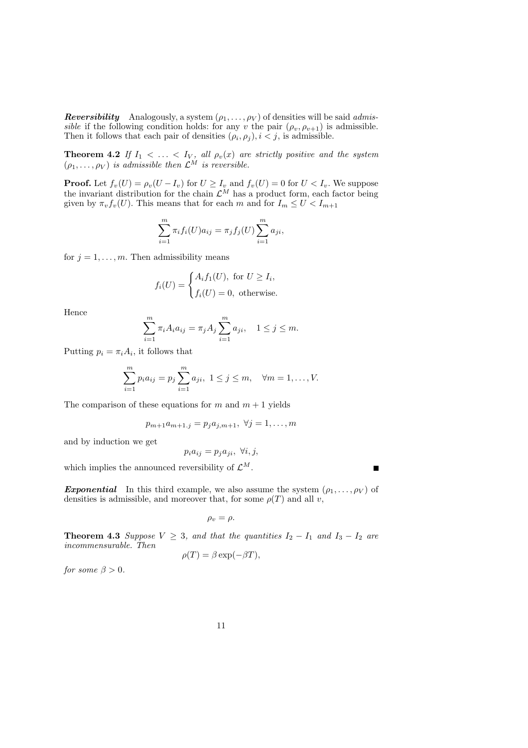***Reversibility*** Analogously, a system $(\rho_1, \ldots, \rho_V)$ of densities will be said *admissible* if the following condition holds: for any $v$ the pair $(\rho_v, \rho_{v+1})$ is admissible. Then it follows that each pair of densities $(\rho_i, \rho_j), i < j$, is admissible.

**Theorem 4.2** *If $I_1 < \ldots < I_V$, all $\rho_v(x)$ are strictly positive and the system $(\rho_1, \ldots, \rho_V)$ is admissible then $\mathcal{L}^M$ is reversible.*

**Proof.** Let $f_v(U) = \rho_v(U - I_v)$ for $U \geq I_v$ and $f_v(U) = 0$ for $U < I_v$. We suppose the invariant distribution for the chain $\mathcal{L}^M$ has a product form, each factor being given by $\pi_v f_v(U)$. This means that for each $m$ and for $I_m \leq U < I_{m+1}$

$$\sum_{i=1}^{m} \pi_i f_i(U) a_{ij} = \pi_j f_j(U) \sum_{i=1}^{m} a_{ji},$$

for $j = 1, \ldots, m$. Then admissibility means

$$f_i(U) = \begin{cases} A_i f_1(U), & \text{for } U \geq I_i, \\ f_i(U) = 0, & \text{otherwise.} \end{cases}$$

Hence

$$\sum_{i=1}^{m} \pi_i A_i a_{ij} = \pi_j A_j \sum_{i=1}^{m} a_{ji}, \quad 1 \leq j \leq m.$$

Putting $p_i = \pi_i A_i$, it follows that

$$\sum_{i=1}^{m} p_i a_{ij} = p_j \sum_{i=1}^{m} a_{ji}, \; 1 \leq j \leq m, \quad \forall m = 1, \ldots, V.$$

The comparison of these equations for $m$ and $m+1$ yields

$$p_{m+1} a_{m+1.j} = p_j a_{j,m+1}, \; \forall j = 1, \ldots, m$$

and by induction we get

$$p_i a_{ij} = p_j a_{ji}, \; \forall i, j,$$

which implies the announced reversibility of $\mathcal{L}^M$. ∎

***Exponential*** In this third example, we also assume the system $(\rho_1, \ldots, \rho_V)$ of densities is admissible, and moreover that, for some $\rho(T)$ and all $v$,

$$\rho_v = \rho.$$

**Theorem 4.3** *Suppose $V \geq 3$, and that the quantities $I_2 - I_1$ and $I_3 - I_2$ are incommensurable. Then*

$$\rho(T) = \beta \exp(-\beta T),$$

*for some $\beta > 0$.*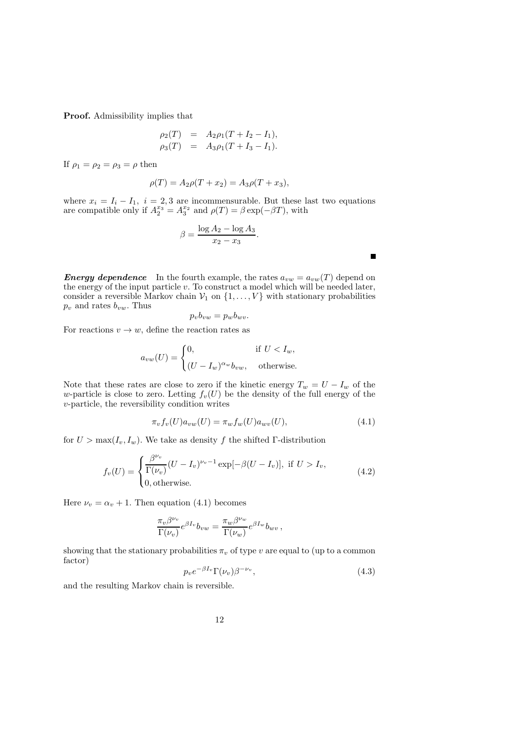**Proof.** Admissibility implies that

$$
\begin{aligned}
\rho_2(T) &= A_2 \rho_1(T + I_2 - I_1), \\
\rho_3(T) &= A_3 \rho_1(T + I_3 - I_1).
\end{aligned}
$$

If $\rho_1 = \rho_2 = \rho_3 = \rho$ then

$$
\rho(T) = A_2 \rho(T + x_2) = A_3 \rho(T + x_3),
$$

where $x_i = I_i - I_1,\ i = 2, 3$ are incommensurable. But these last two equations are compatible only if $A_2^{x_3} = A_3^{x_2}$ and $\rho(T) = \beta \exp(-\beta T)$, with

$$
\beta = \frac{\log A_2 - \log A_3}{x_2 - x_3}.
$$

■

***Energy dependence*** In the fourth example, the rates $a_{vw} = a_{vw}(T)$ depend on the energy of the input particle $v$. To construct a model which will be needed later, consider a reversible Markov chain $\mathcal{V}_1$ on $\{1, \ldots, V\}$ with stationary probabilities $p_v$ and rates $b_{vw}$. Thus

$$
p_v b_{vw} = p_w b_{wv}.
$$

For reactions $v \to w$, define the reaction rates as

$$
a_{vw}(U) = \begin{cases} 0, & \text{if } U < I_w, \\ (U - I_w)^{\alpha_w} b_{vw}, & \text{otherwise.} \end{cases}
$$

Note that these rates are close to zero if the kinetic energy $T_w = U - I_w$ of the $w$-particle is close to zero. Letting $f_v(U)$ be the density of the full energy of the $v$-particle, the reversibility condition writes

$$
\pi_v f_v(U) a_{vw}(U) = \pi_w f_w(U) a_{wv}(U), \tag{4.1}
$$

for $U > \max(I_v, I_w)$. We take as density $f$ the shifted $\Gamma$-distribution

$$
f_v(U) = \begin{cases} \dfrac{\beta^{\nu_v}}{\Gamma(\nu_v)} (U - I_v)^{\nu_v - 1} \exp[-\beta(U - I_v)], & \text{if } U > I_v, \\ 0, \text{otherwise.} \end{cases} \tag{4.2}
$$

Here $\nu_v = \alpha_v + 1$. Then equation (4.1) becomes

$$
\frac{\pi_v \beta^{\nu_v}}{\Gamma(\nu_v)} e^{\beta I_v} b_{vw} = \frac{\pi_w \beta^{\nu_w}}{\Gamma(\nu_w)} e^{\beta I_w} b_{wv}\,,
$$

showing that the stationary probabilities $\pi_v$ of type $v$ are equal to (up to a common factor)

$$
p_v e^{-\beta I_v} \Gamma(\nu_v) \beta^{-\nu_v}, \tag{4.3}
$$

and the resulting Markov chain is reversible.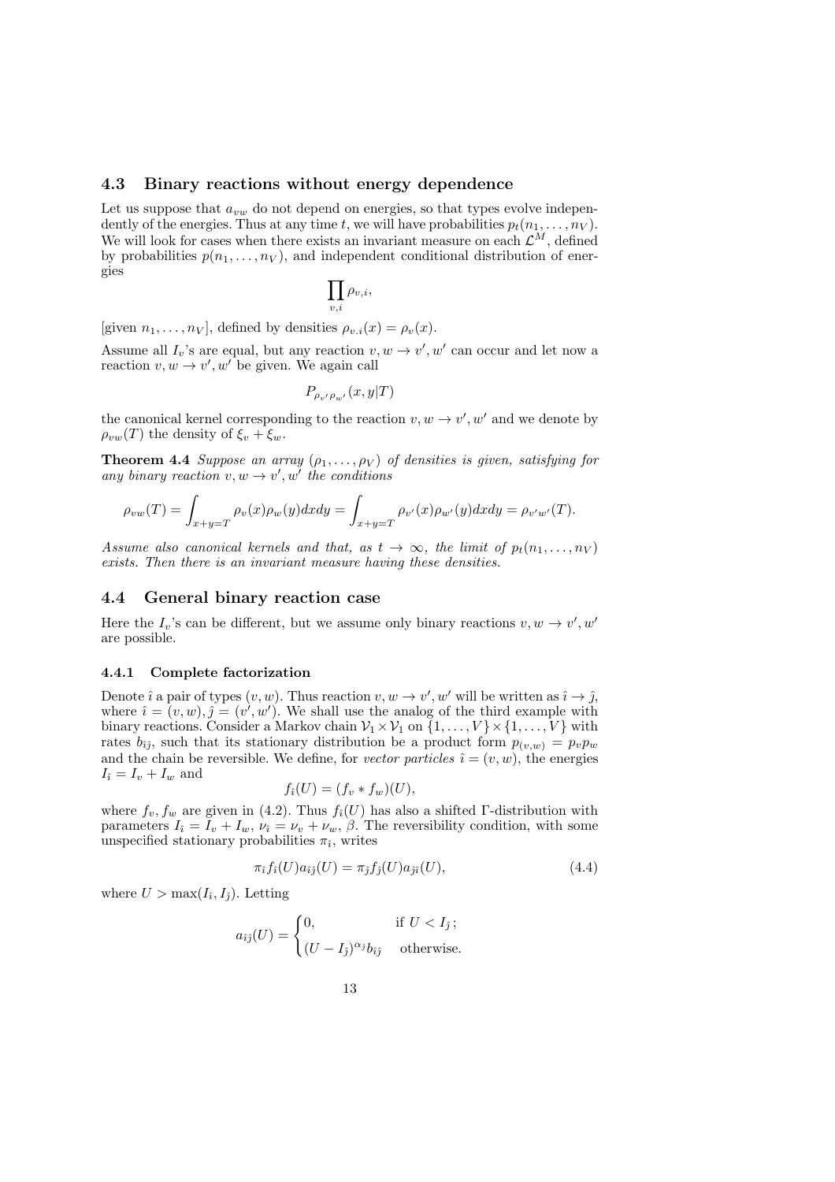### 4.3 Binary reactions without energy dependence

Let us suppose that $a_{vw}$ do not depend on energies, so that types evolve independently of the energies. Thus at any time $t$, we will have probabilities $p_t(n_1, \dots, n_V)$. We will look for cases when there exists an invariant measure on each $\mathcal{L}^M$, defined by probabilities $p(n_1, \dots, n_V)$, and independent conditional distribution of energies

$$\prod_{v,i} \rho_{v,i},$$

[given $n_1, \dots, n_V$], defined by densities $\rho_{v.i}(x) = \rho_v(x)$.

Assume all $I_v$'s are equal, but any reaction $v, w \to v', w'$ can occur and let now a reaction $v, w \to v', w'$ be given. We again call

$$P_{\rho_{v'}\rho_{w'}}(x, y|T)$$

the canonical kernel corresponding to the reaction $v, w \to v', w'$ and we denote by $\rho_{vw}(T)$ the density of $\xi_v + \xi_w$.

**Theorem 4.4** *Suppose an array $(\rho_1, \dots, \rho_V)$ of densities is given, satisfying for any binary reaction $v, w \to v', w'$ the conditions*

$$\rho_{vw}(T) = \int_{x+y=T} \rho_v(x)\rho_w(y)dxdy = \int_{x+y=T} \rho_{v'}(x)\rho_{w'}(y)dxdy = \rho_{v'w'}(T).$$

*Assume also canonical kernels and that, as $t \to \infty$, the limit of $p_t(n_1, \dots, n_V)$ exists. Then there is an invariant measure having these densities.*

### 4.4 General binary reaction case

Here the $I_v$'s can be different, but we assume only binary reactions $v, w \to v', w'$ are possible.

#### 4.4.1 Complete factorization

Denote $\hat{\imath}$ a pair of types $(v, w)$. Thus reaction $v, w \to v', w'$ will be written as $\hat{\imath} \to \hat{\jmath}$, where $\hat{\imath} = (v, w), \hat{\jmath} = (v', w')$. We shall use the analog of the third example with binary reactions. Consider a Markov chain $\mathcal{V}_1 \times \mathcal{V}_1$ on $\{1, \dots, V\} \times \{1, \dots, V\}$ with rates $b_{\hat{\imath}\hat{\jmath}}$, such that its stationary distribution be a product form $p_{(v,w)} = p_v p_w$ and the chain be reversible. We define, for *vector particles* $\hat{\imath} = (v, w)$, the energies $I_{\hat{\imath}} = I_v + I_w$ and

$$f_{\hat{\imath}}(U) = (f_v * f_w)(U),$$

where $f_v, f_w$ are given in (4.2). Thus $f_{\hat{\imath}}(U)$ has also a shifted $\Gamma$-distribution with parameters $I_{\hat{\imath}} = I_v + I_w$, $\nu_{\hat{\imath}} = \nu_v + \nu_w$, $\beta$. The reversibility condition, with some unspecified stationary probabilities $\pi_{\hat{\imath}}$, writes

$$\pi_{\hat{\imath}} f_{\hat{\imath}}(U) a_{\hat{\imath}\hat{\jmath}}(U) = \pi_{\hat{\jmath}} f_{\hat{\jmath}}(U) a_{\hat{\jmath}\hat{\imath}}(U), \tag{4.4}$$

where $U > \max(I_{\hat{\imath}}, I_{\hat{\jmath}})$. Letting

$$a_{\hat{\imath}\hat{\jmath}}(U) = \begin{cases} 0, & \text{if } U < I_{\hat{\jmath}}\,; \\ (U - I_{\hat{\jmath}})^{\alpha_{\hat{\jmath}}} b_{\hat{\imath}\hat{\jmath}} & \text{otherwise.} \end{cases}$$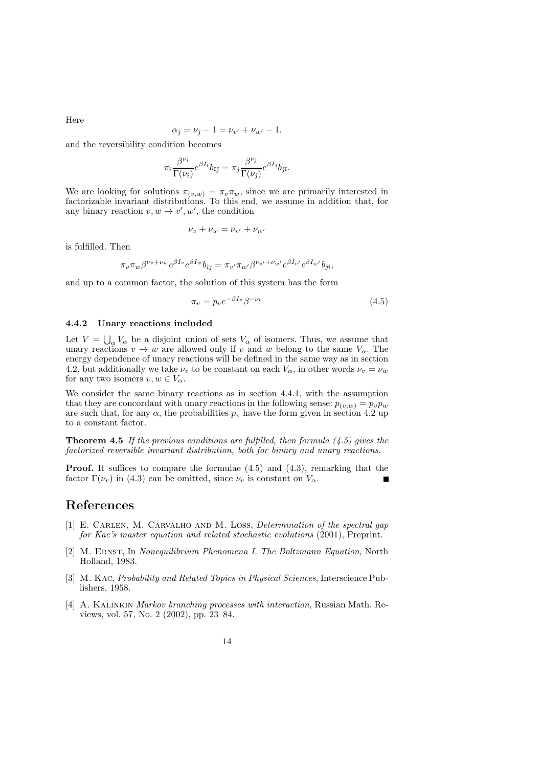Here

$$\alpha_{\hat{j}} = \nu_{\hat{j}} - 1 = \nu_{v'} + \nu_{w'} - 1,$$

and the reversibility condition becomes

$$\pi_{\hat{\imath}} \frac{\beta^{\nu_{\hat{\imath}}}}{\Gamma(\nu_{\hat{\imath}})} e^{\beta I_{\hat{\imath}}} b_{\hat{\imath}\hat{j}} = \pi_{\hat{j}} \frac{\beta^{\nu_{\hat{j}}}}{\Gamma(\nu_{\hat{j}})} e^{\beta I_{\hat{j}}} b_{\hat{j}\hat{\imath}}.$$

We are looking for solutions $\pi_{(v,w)} = \pi_v \pi_w$, since we are primarily interested in factorizable invariant distributions. To this end, we assume in addition that, for any binary reaction $v, w \to v', w'$, the condition

$$\nu_v + \nu_w = \nu_{v'} + \nu_{w'}$$

is fulfilled. Then

$$\pi_v \pi_w \beta^{\nu_v + \nu_w} e^{\beta I_v} e^{\beta I_w} b_{\hat{\imath}\hat{j}} = \pi_{v'} \pi_{w'} \beta^{\nu_{v'} + \nu_{w'}} e^{\beta I_{v'}} e^{\beta I_{w'}} b_{\hat{j}\hat{\imath}},$$

and up to a common factor, the solution of this system has the form

$$\pi_v = p_v e^{-\beta I_v} \beta^{-\nu_v} \tag{4.5}$$

### 4.4.2 Unary reactions included

Let $V = \bigcup_\alpha V_\alpha$ be a disjoint union of sets $V_\alpha$ of isomers. Thus, we assume that unary reactions $v \to w$ are allowed only if $v$ and $w$ belong to the same $V_\alpha$. The energy dependence of unary reactions will be defined in the same way as in section 4.2, but additionally we take $\nu_v$ to be constant on each $V_\alpha$, in other words $\nu_v = \nu_w$ for any two isomers $v, w \in V_\alpha$.

We consider the same binary reactions as in section 4.4.1, with the assumption that they are concordant with unary reactions in the following sense: $p_{(v,w)} = p_v p_w$ are such that, for any $\alpha$, the probabilities $p_v$ have the form given in section 4.2 up to a constant factor.

**Theorem 4.5** *If the previous conditions are fulfilled, then formula (4.5) gives the factorized reversible invariant distribution, both for binary and unary reactions.*

**Proof.** It suffices to compare the formulae (4.5) and (4.3), remarking that the factor $\Gamma(\nu_v)$ in (4.3) can be omitted, since $\nu_v$ is constant on $V_\alpha$. ■

# References

[1] E. Carlen, M. Carvalho and M. Loss, *Determination of the spectral gap for Kac's master equation and related stochastic evolutions* (2001), Preprint.

[2] M. Ernst, In *Nonequilibrium Phenomena I. The Boltzmann Equation*, North Holland, 1983.

[3] M. Kac, *Probability and Related Topics in Physical Sciences*, Interscience Publishers, 1958.

[4] A. Kalinkin *Markov branching processes with interaction*, Russian Math. Reviews, vol. 57, No. 2 (2002), pp. 23–84.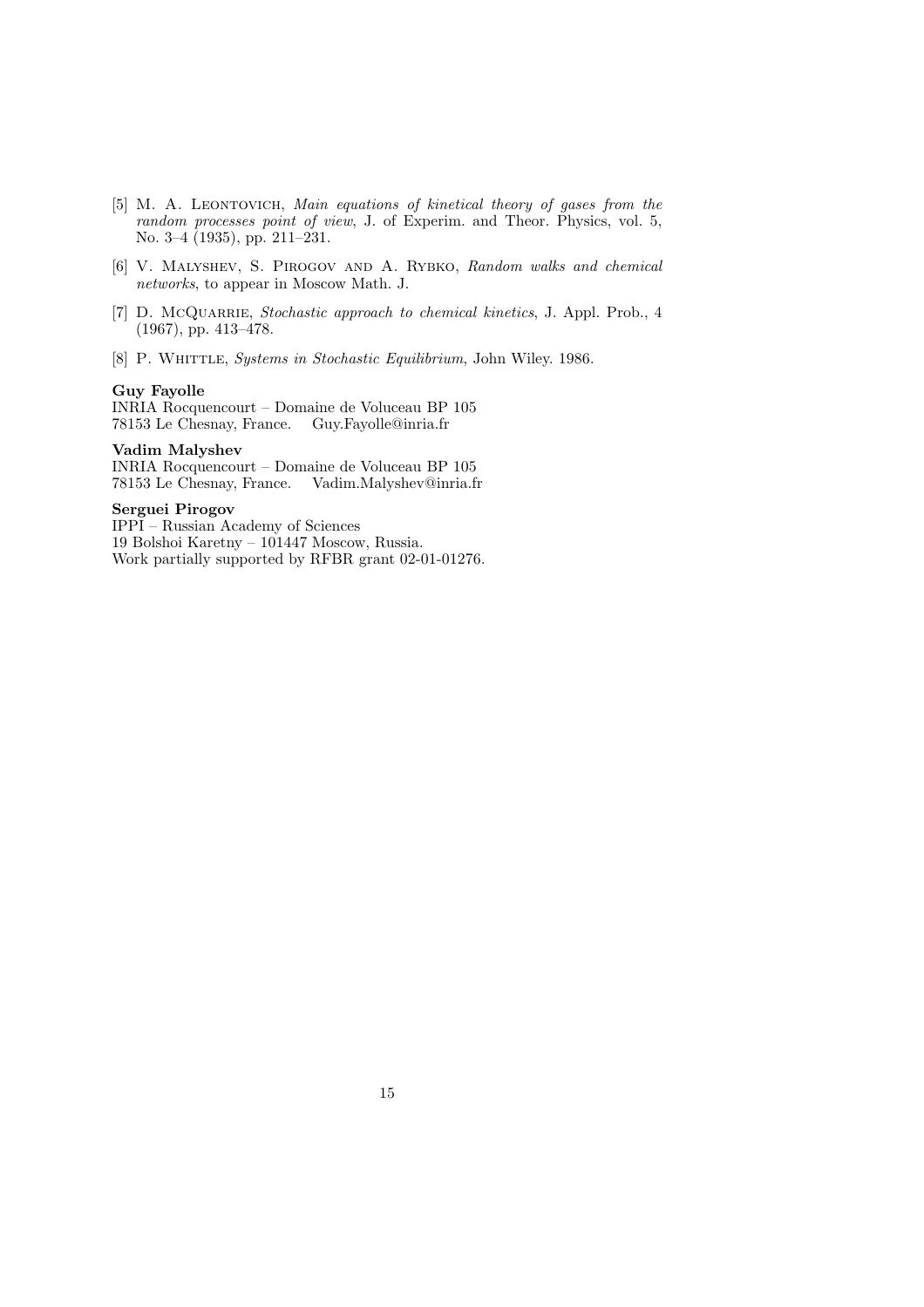[5] M. A. Leontovich, *Main equations of kinetical theory of gases from the random processes point of view*, J. of Experim. and Theor. Physics, vol. 5, No. 3–4 (1935), pp. 211–231.

[6] V. Malyshev, S. Pirogov and A. Rybko, *Random walks and chemical networks*, to appear in Moscow Math. J.

[7] D. McQuarrie, *Stochastic approach to chemical kinetics*, J. Appl. Prob., 4 (1967), pp. 413–478.

[8] P. Whittle, *Systems in Stochastic Equilibrium*, John Wiley. 1986.

**Guy Fayolle**
INRIA Rocquencourt – Domaine de Voluceau BP 105
78153 Le Chesnay, France. Guy.Fayolle@inria.fr

**Vadim Malyshev**
INRIA Rocquencourt – Domaine de Voluceau BP 105
78153 Le Chesnay, France. Vadim.Malyshev@inria.fr

**Serguei Pirogov**
IPPI – Russian Academy of Sciences
19 Bolshoi Karetny – 101447 Moscow, Russia.
Work partially supported by RFBR grant 02-01-01276.